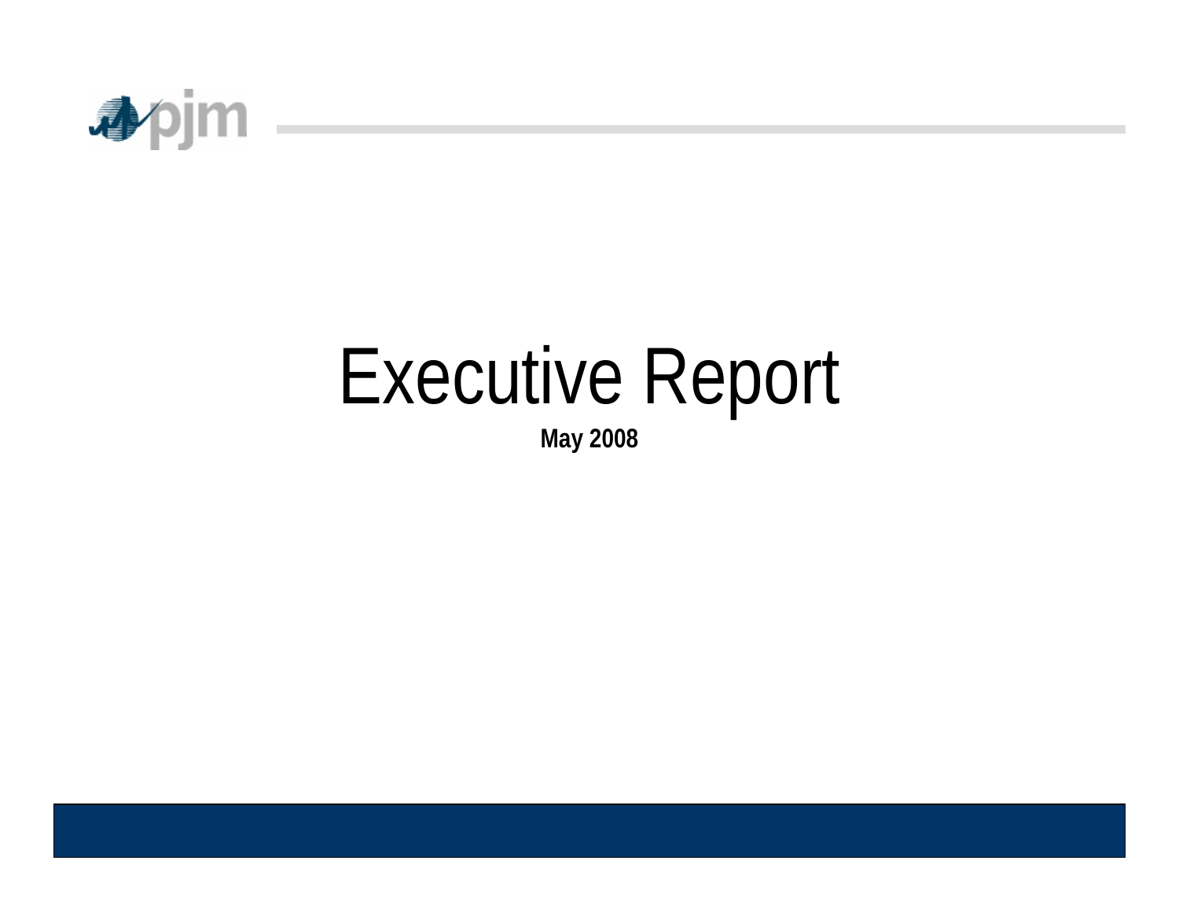# Executive Report

**May 2008**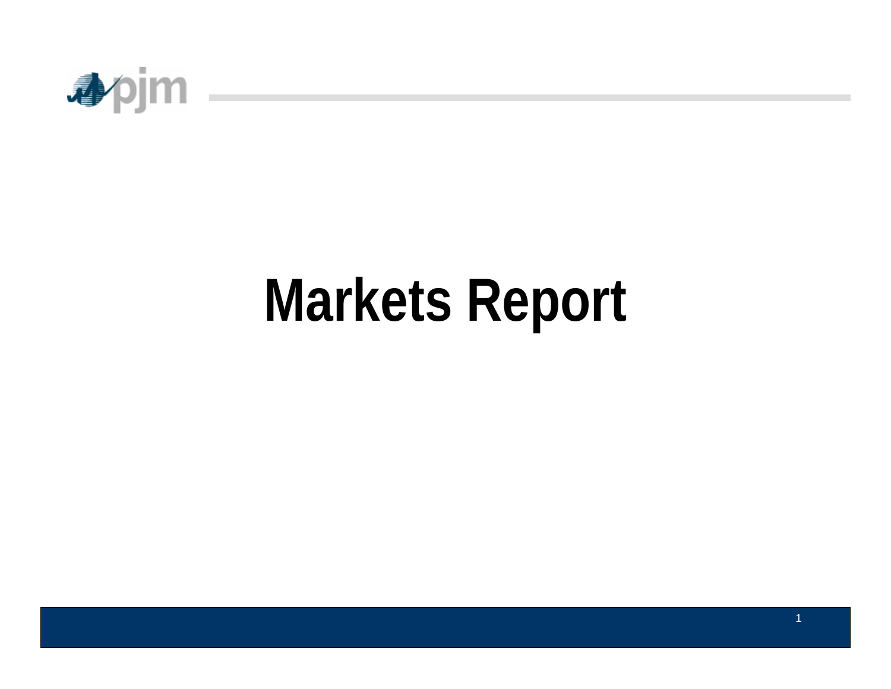# Markets Report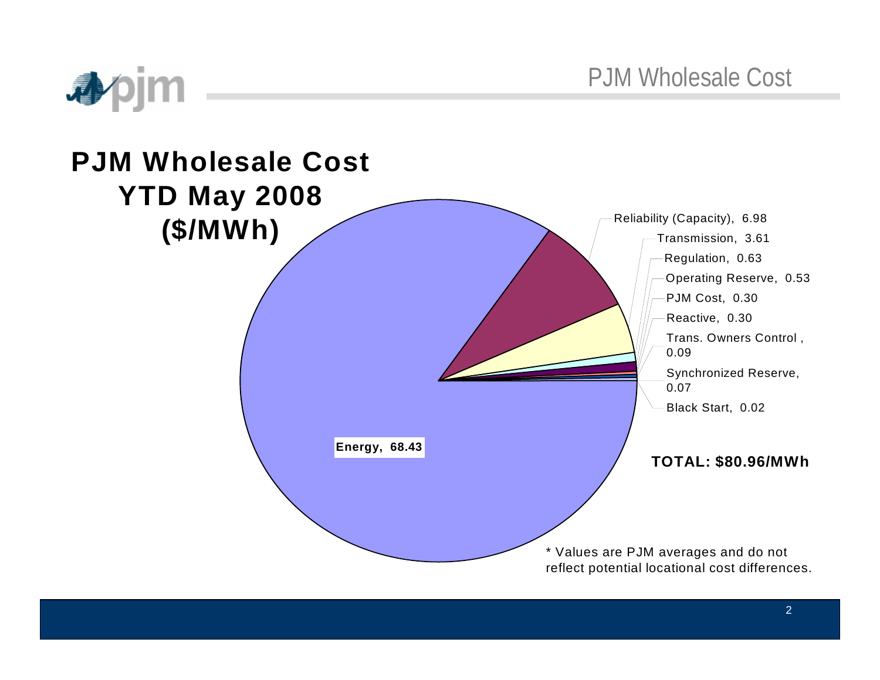# PJM Wholesale Cost

## PJM Wholesale Cost YTD May 2008 ($/MWh)

| Component | $/MWh |
| --- | --- |
| Energy | 68.43 |
| Reliability (Capacity) | 6.98 |
| Transmission | 3.61 |
| Regulation | 0.63 |
| Operating Reserve | 0.53 |
| PJM Cost | 0.30 |
| Reactive | 0.30 |
| Trans. Owners Control | 0.09 |
| Synchronized Reserve | 0.07 |
| Black Start | 0.02 |

**TOTAL: $80.96/MWh**

* Values are PJM averages and do not reflect potential locational cost differences.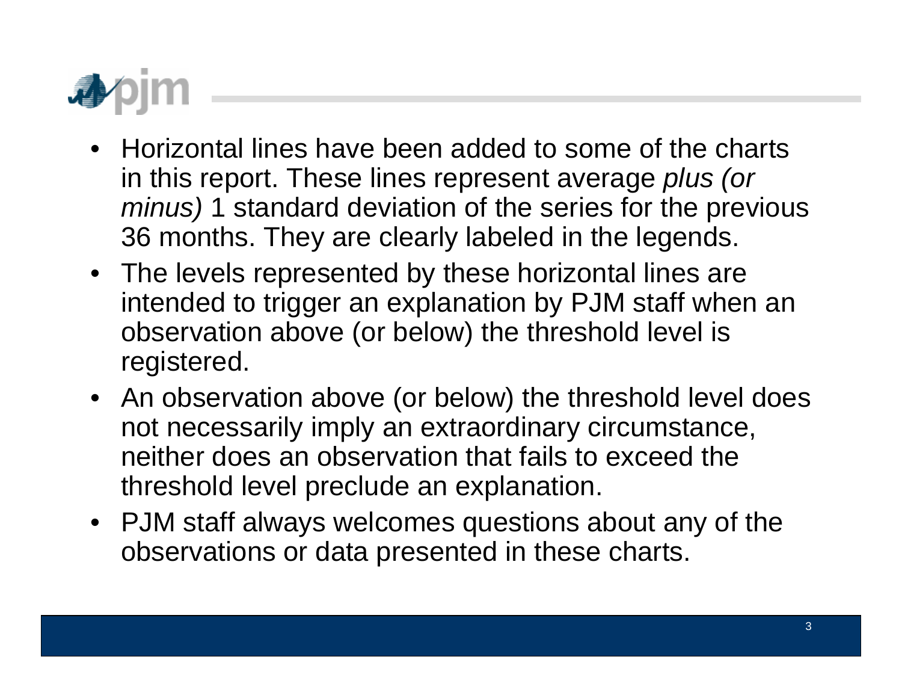- Horizontal lines have been added to some of the charts in this report. These lines represent average *plus (or minus)* 1 standard deviation of the series for the previous 36 months. They are clearly labeled in the legends.
- The levels represented by these horizontal lines are intended to trigger an explanation by PJM staff when an observation above (or below) the threshold level is registered.
- An observation above (or below) the threshold level does not necessarily imply an extraordinary circumstance, neither does an observation that fails to exceed the threshold level preclude an explanation.
- PJM staff always welcomes questions about any of the observations or data presented in these charts.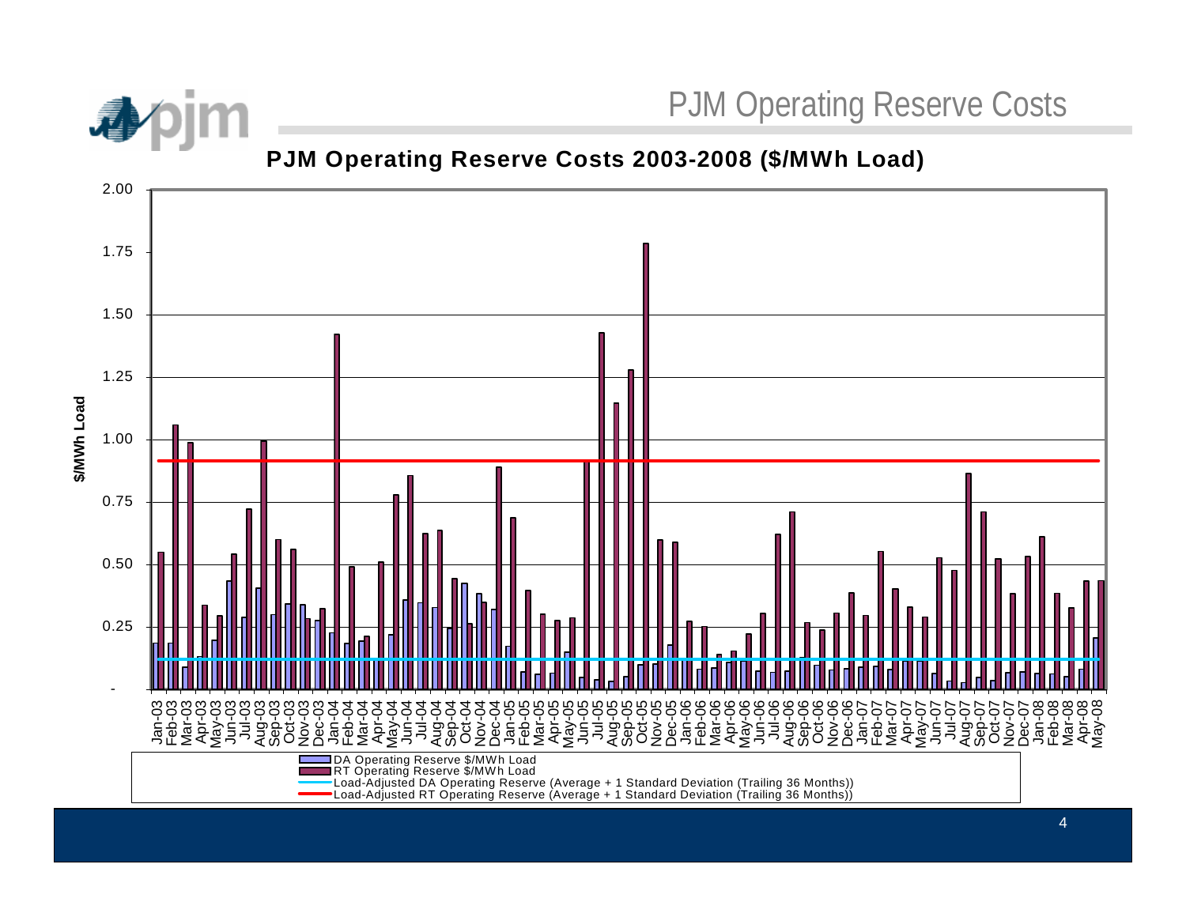# PJM Operating Reserve Costs

## PJM Operating Reserve Costs 2003-2008 ($/MWh Load)

$/MWh Load

2.00
1.75
1.50
1.25
1.00
0.75
0.50
0.25
-

Jan-03 Feb-03 Mar-03 Apr-03 May-03 Jun-03 Jul-03 Aug-03 Sep-03 Oct-03 Nov-03 Dec-03 Jan-04 Feb-04 Mar-04 Apr-04 May-04 Jun-04 Jul-04 Aug-04 Sep-04 Oct-04 Nov-04 Dec-04 Jan-05 Feb-05 Mar-05 Apr-05 May-05 Jun-05 Jul-05 Aug-05 Sep-05 Oct-05 Nov-05 Dec-05 Jan-06 Feb-06 Mar-06 Apr-06 May-06 Jun-06 Jul-06 Aug-06 Sep-06 Oct-06 Nov-06 Dec-06 Jan-07 Feb-07 Mar-07 Apr-07 May-07 Jun-07 Jul-07 Aug-07 Sep-07 Oct-07 Nov-07 Dec-07 Jan-08 Feb-08 Mar-08 Apr-08 May-08

- DA Operating Reserve $/MWh Load
- RT Operating Reserve $/MWh Load
- Load-Adjusted DA Operating Reserve (Average + 1 Standard Deviation (Trailing 36 Months))
- Load-Adjusted RT Operating Reserve (Average + 1 Standard Deviation (Trailing 36 Months))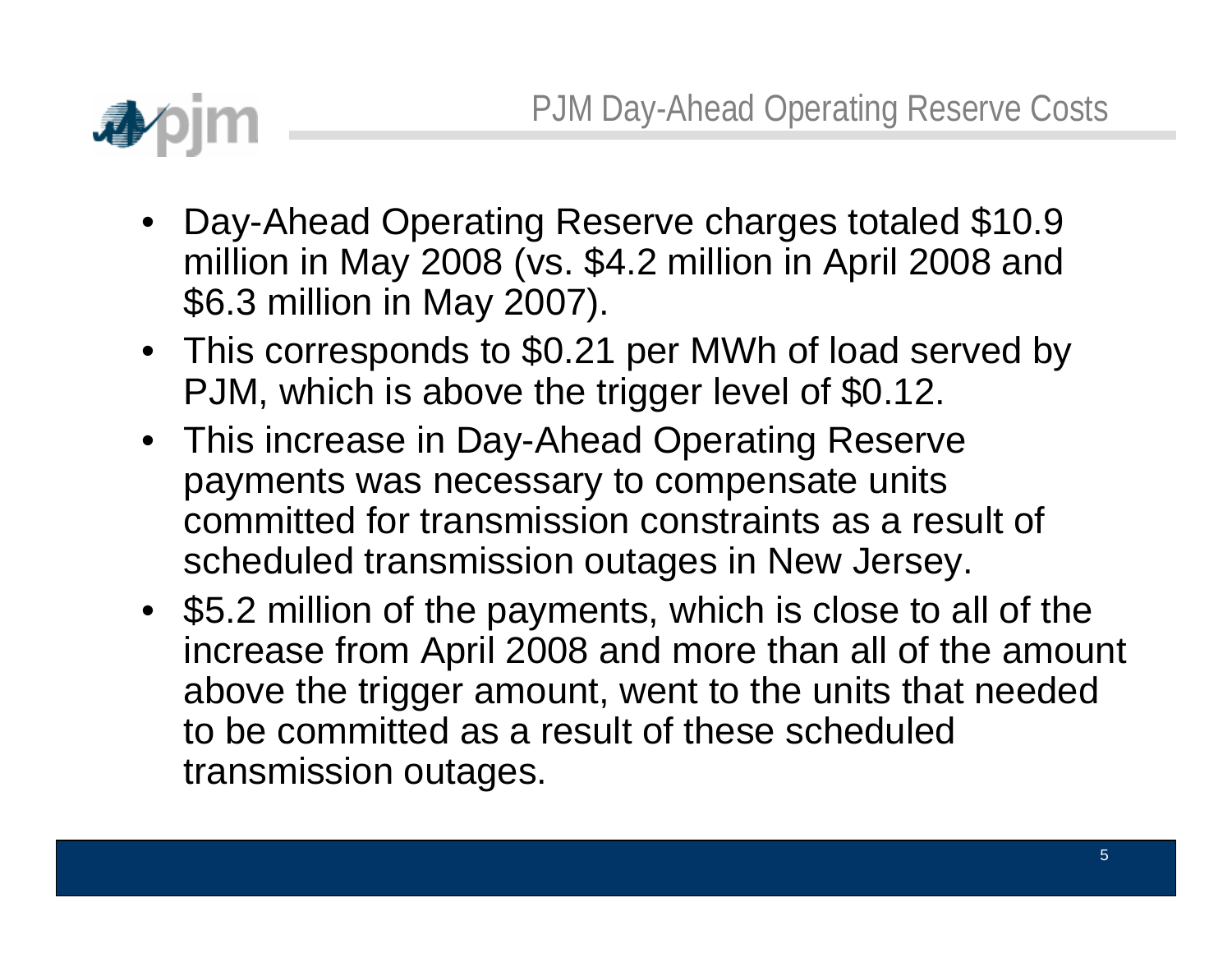# PJM Day-Ahead Operating Reserve Costs

- Day-Ahead Operating Reserve charges totaled $10.9 million in May 2008 (vs. $4.2 million in April 2008 and $6.3 million in May 2007).
- This corresponds to $0.21 per MWh of load served by PJM, which is above the trigger level of $0.12.
- This increase in Day-Ahead Operating Reserve payments was necessary to compensate units committed for transmission constraints as a result of scheduled transmission outages in New Jersey.
- $5.2 million of the payments, which is close to all of the increase from April 2008 and more than all of the amount above the trigger amount, went to the units that needed to be committed as a result of these scheduled transmission outages.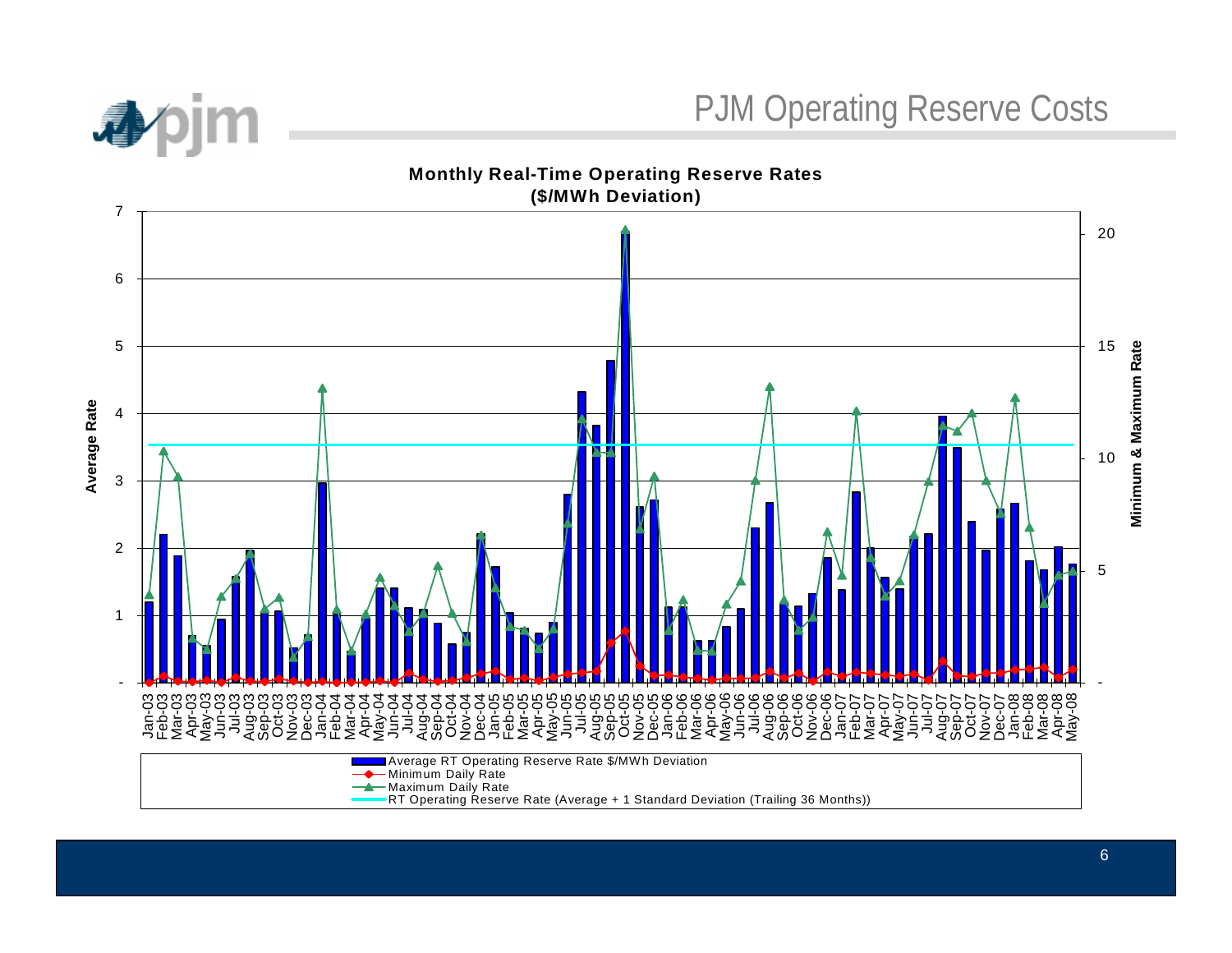# PJM Operating Reserve Costs

**Monthly Real-Time Operating Reserve Rates ($/MWh Deviation)**

- Average RT Operating Reserve Rate $/MWh Deviation
- Minimum Daily Rate
- Maximum Daily Rate
- RT Operating Reserve Rate (Average + 1 Standard Deviation (Trailing 36 Months))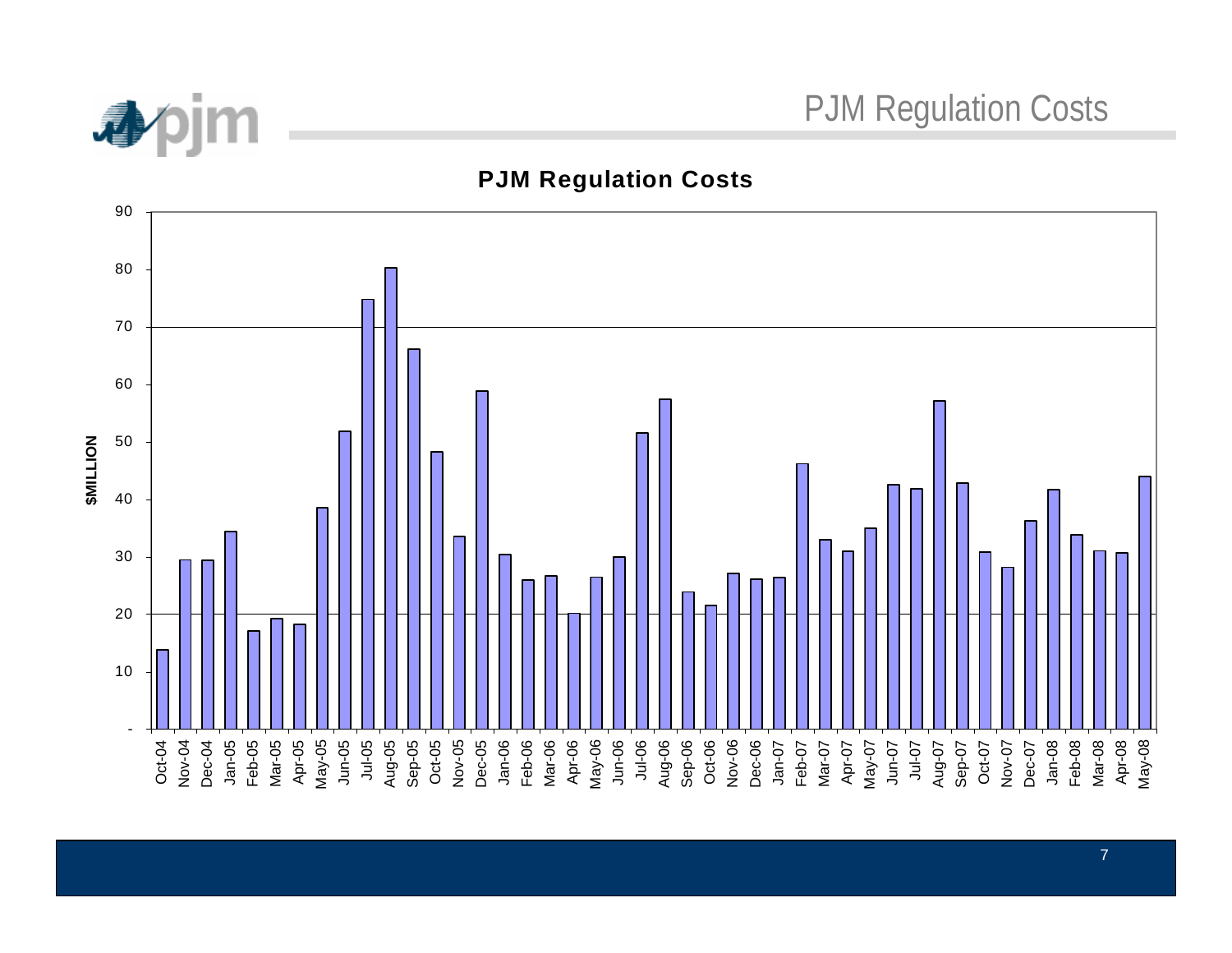# PJM Regulation Costs

## PJM Regulation Costs

$MILLION

90
80
70
60
50
40
30
20
10
-

Oct-04 Nov-04 Dec-04 Jan-05 Feb-05 Mar-05 Apr-05 May-05 Jun-05 Jul-05 Aug-05 Sep-05 Oct-05 Nov-05 Dec-05 Jan-06 Feb-06 Mar-06 Apr-06 May-06 Jun-06 Jul-06 Aug-06 Sep-06 Oct-06 Nov-06 Dec-06 Jan-07 Feb-07 Mar-07 Apr-07 May-07 Jun-07 Jul-07 Aug-07 Sep-07 Oct-07 Nov-07 Dec-07 Jan-08 Feb-08 Mar-08 Apr-08 May-08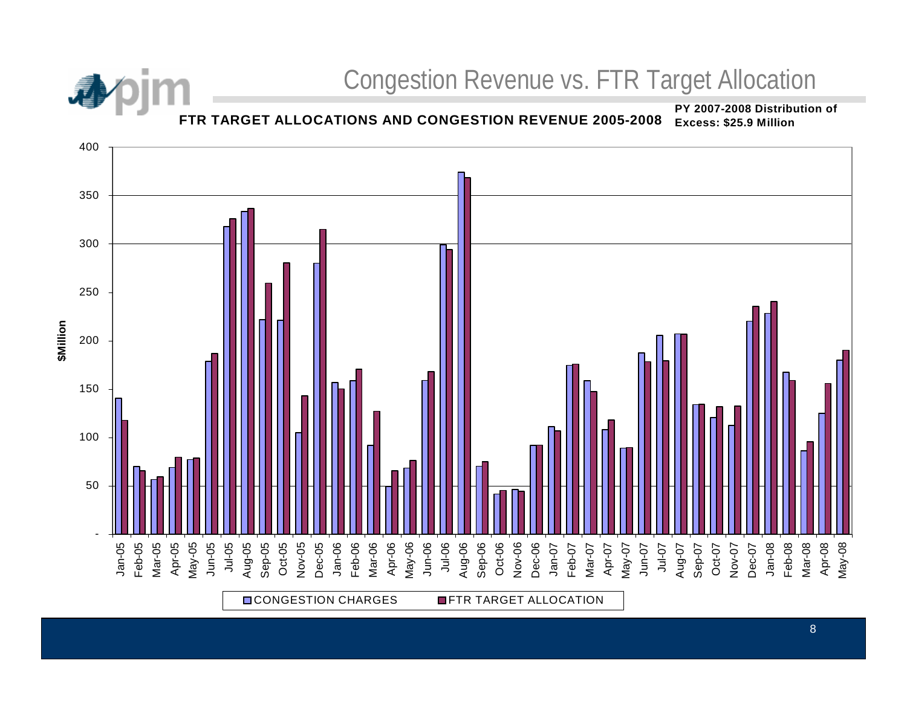# Congestion Revenue vs. FTR Target Allocation

**FTR TARGET ALLOCATIONS AND CONGESTION REVENUE 2005-2008**

**PY 2007-2008 Distribution of Excess: $25.9 Million**

$Million

CONGESTION CHARGES | FTR TARGET ALLOCATION

Jan-05, Feb-05, Mar-05, Apr-05, May-05, Jun-05, Jul-05, Aug-05, Sep-05, Oct-05, Nov-05, Dec-05, Jan-06, Feb-06, Mar-06, Apr-06, May-06, Jun-06, Jul-06, Aug-06, Sep-06, Oct-06, Nov-06, Dec-06, Jan-07, Feb-07, Mar-07, Apr-07, May-07, Jun-07, Jul-07, Aug-07, Sep-07, Oct-07, Nov-07, Dec-07, Jan-08, Feb-08, Mar-08, Apr-08, May-08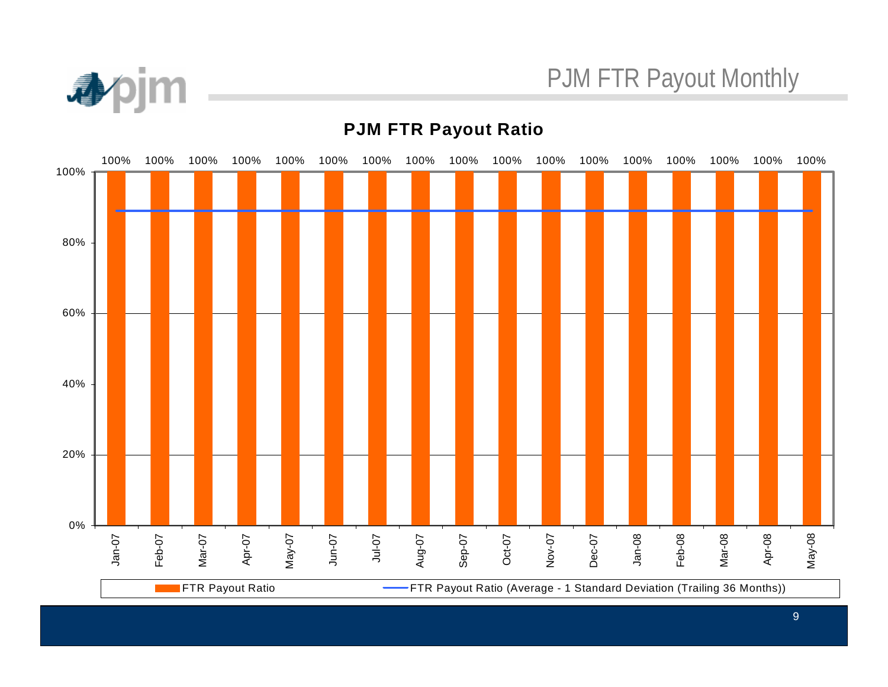# PJM FTR Payout Monthly

## PJM FTR Payout Ratio

| Month | FTR Payout Ratio |
|---|---|
| Jan-07 | 100% |
| Feb-07 | 100% |
| Mar-07 | 100% |
| Apr-07 | 100% |
| May-07 | 100% |
| Jun-07 | 100% |
| Jul-07 | 100% |
| Aug-07 | 100% |
| Sep-07 | 100% |
| Oct-07 | 100% |
| Nov-07 | 100% |
| Dec-07 | 100% |
| Jan-08 | 100% |
| Feb-08 | 100% |
| Mar-08 | 100% |
| Apr-08 | 100% |
| May-08 | 100% |

Legend: FTR Payout Ratio; FTR Payout Ratio (Average - 1 Standard Deviation (Trailing 36 Months))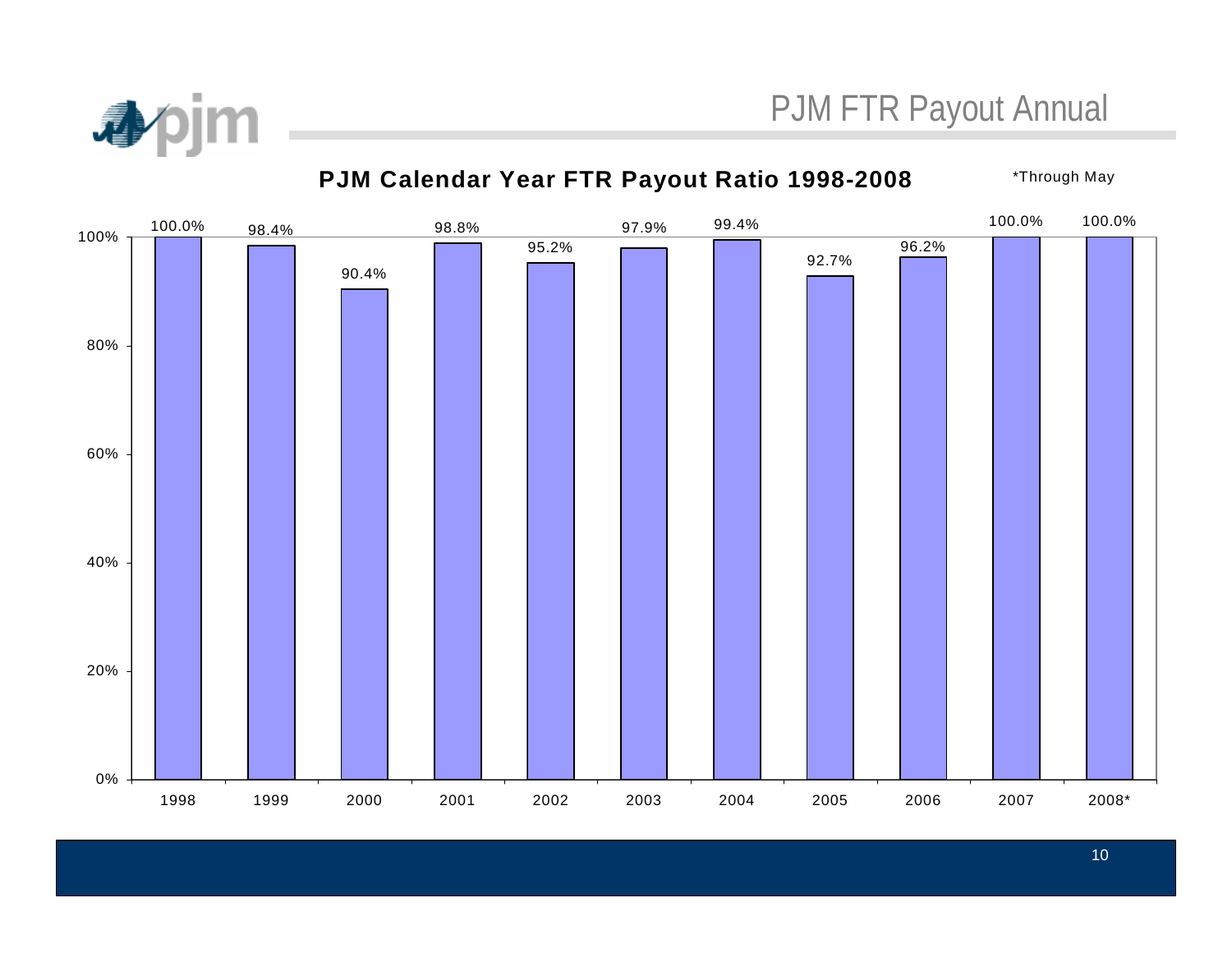# PJM FTR Payout Annual

## PJM Calendar Year FTR Payout Ratio 1998-2008

*Through May

| Year | Payout Ratio |
|---|---|
| 1998 | 100.0% |
| 1999 | 98.4% |
| 2000 | 90.4% |
| 2001 | 98.8% |
| 2002 | 95.2% |
| 2003 | 97.9% |
| 2004 | 99.4% |
| 2005 | 92.7% |
| 2006 | 96.2% |
| 2007 | 100.0% |
| 2008* | 100.0% |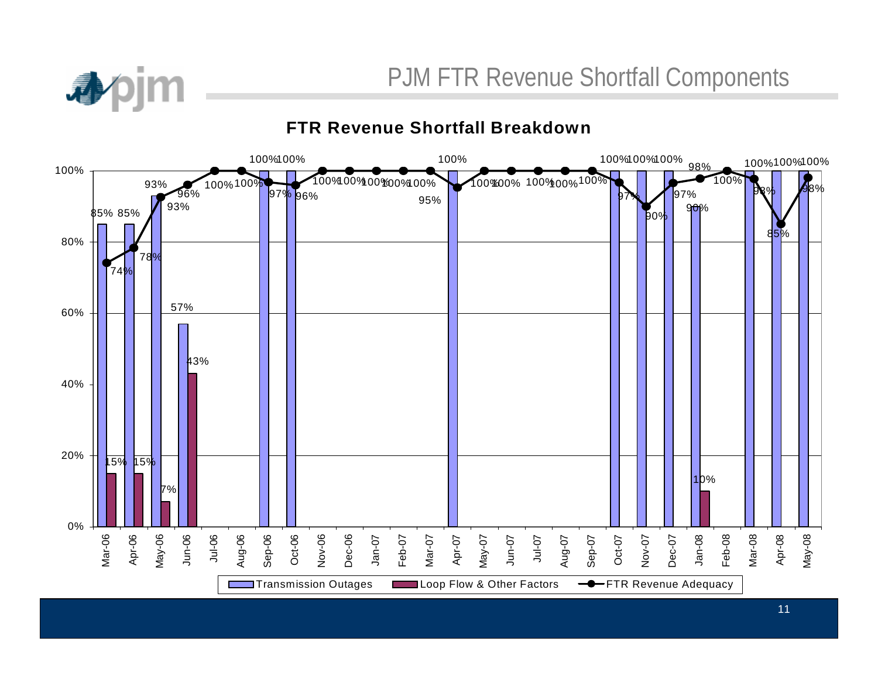# PJM FTR Revenue Shortfall Components

## FTR Revenue Shortfall Breakdown

| Month | Transmission Outages | Loop Flow & Other Factors | FTR Revenue Adequacy |
|---|---|---|---|
| Mar-06 | 85% | 15% | 74% |
| Apr-06 | 85% | 15% | 78% |
| May-06 | 93% | 7% | 93% |
| Jun-06 | 57% | 43% | 96% |
| Jul-06 | | | 100% |
| Aug-06 | | | 100% |
| Sep-06 | 100% | | 97% |
| Oct-06 | 100% | | 96% |
| Nov-06 | | | 100% |
| Dec-06 | | | 100% |
| Jan-07 | | | 100% |
| Feb-07 | | | 100% |
| Mar-07 | | | 100% |
| Apr-07 | 100% | | 95% |
| May-07 | | | 100% |
| Jun-07 | | | 100% |
| Jul-07 | | | 100% |
| Aug-07 | | | 100% |
| Sep-07 | | | 100% |
| Oct-07 | 100% | | 97% |
| Nov-07 | 100% | | 90% |
| Dec-07 | 100% | | 97% |
| Jan-08 | 90% | 10% | 98% |
| Feb-08 | | | 100% |
| Mar-08 | 100% | | 98% |
| Apr-08 | 100% | | 85% |
| May-08 | 100% | | 98% |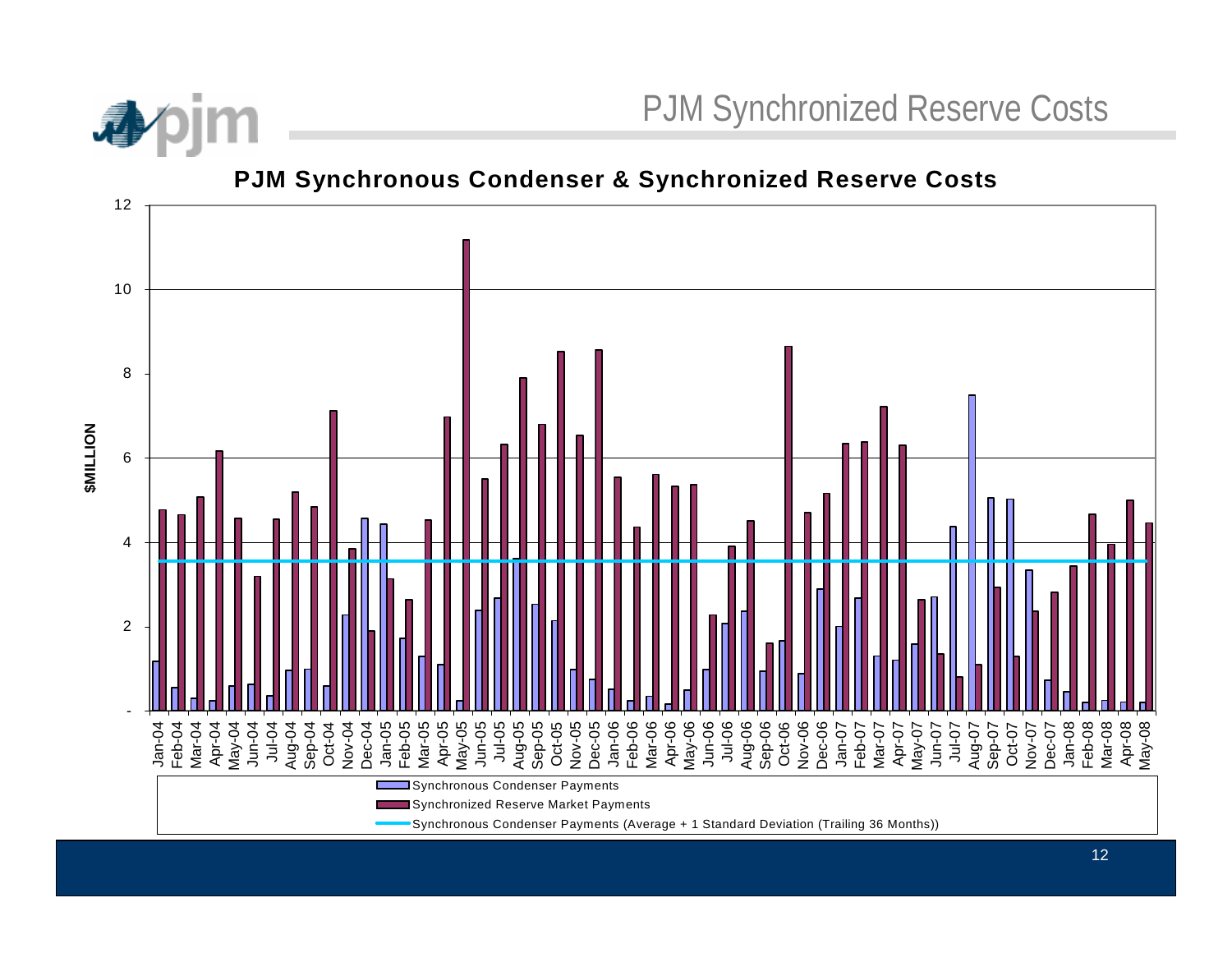# PJM Synchronized Reserve Costs

## PJM Synchronous Condenser & Synchronized Reserve Costs

$MILLION

Legend:
- Synchronous Condenser Payments
- Synchronized Reserve Market Payments
- Synchronous Condenser Payments (Average + 1 Standard Deviation (Trailing 36 Months))

Y-axis: -, 2, 4, 6, 8, 10, 12

X-axis: Jan-04, Feb-04, Mar-04, Apr-04, May-04, Jun-04, Jul-04, Aug-04, Sep-04, Oct-04, Nov-04, Dec-04, Jan-05, Feb-05, Mar-05, Apr-05, May-05, Jun-05, Jul-05, Aug-05, Sep-05, Oct-05, Nov-05, Dec-05, Jan-06, Feb-06, Mar-06, Apr-06, May-06, Jun-06, Jul-06, Aug-06, Sep-06, Oct-06, Nov-06, Dec-06, Jan-07, Feb-07, Mar-07, Apr-07, May-07, Jun-07, Jul-07, Aug-07, Sep-07, Oct-07, Nov-07, Dec-07, Jan-08, Feb-08, Mar-08, Apr-08, May-08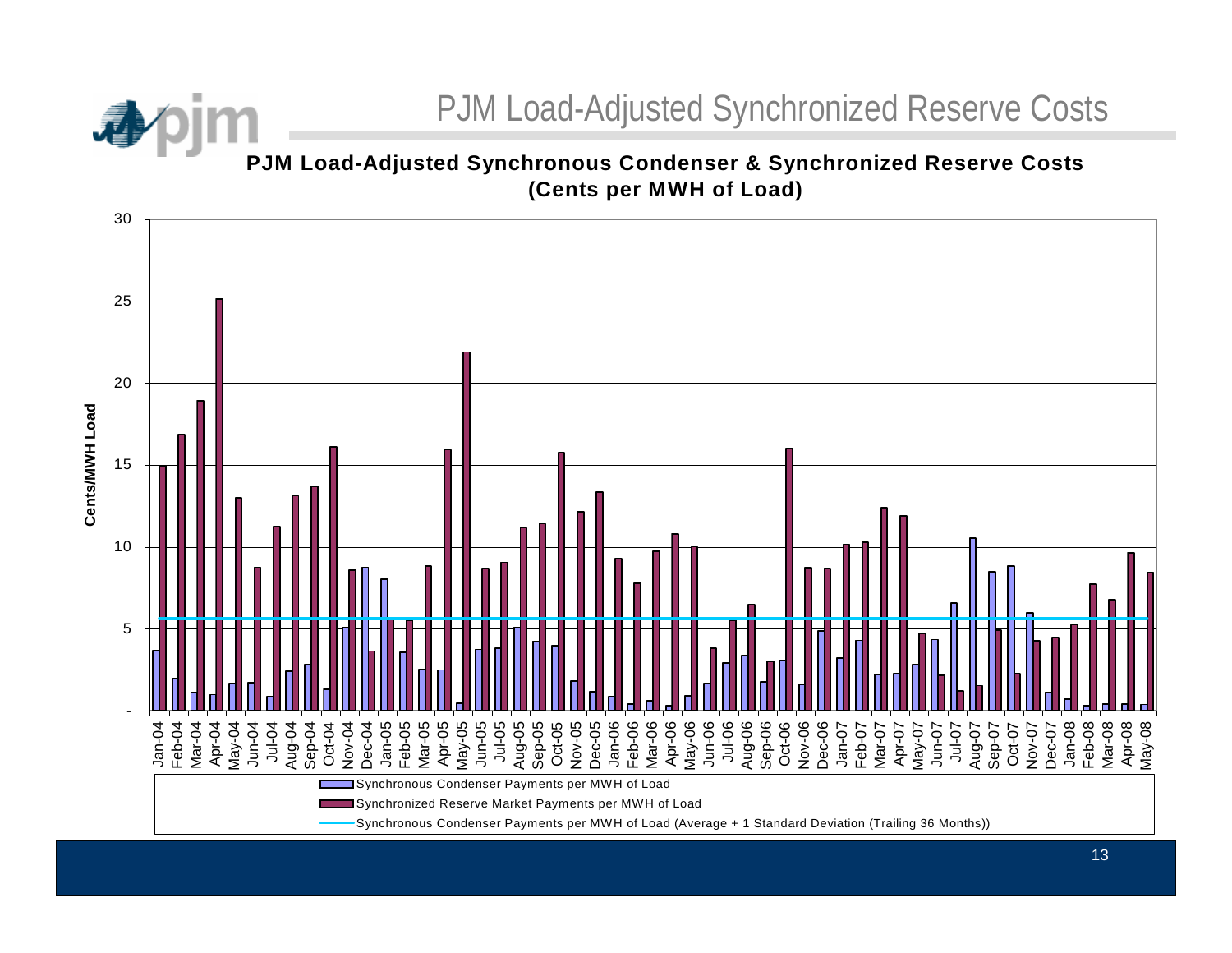# PJM Load-Adjusted Synchronized Reserve Costs

**PJM Load-Adjusted Synchronous Condenser & Synchronized Reserve Costs (Cents per MWH of Load)**

Cents/MWH Load

30
25
20
15
10
5
-

Jan-04 Feb-04 Mar-04 Apr-04 May-04 Jun-04 Jul-04 Aug-04 Sep-04 Oct-04 Nov-04 Dec-04 Jan-05 Feb-05 Mar-05 Apr-05 May-05 Jun-05 Jul-05 Aug-05 Sep-05 Oct-05 Nov-05 Dec-05 Jan-06 Feb-06 Mar-06 Apr-06 May-06 Jun-06 Jul-06 Aug-06 Sep-06 Oct-06 Nov-06 Dec-06 Jan-07 Feb-07 Mar-07 Apr-07 May-07 Jun-07 Jul-07 Aug-07 Sep-07 Oct-07 Nov-07 Dec-07 Jan-08 Feb-08 Mar-08 Apr-08 May-08

- Synchronous Condenser Payments per MWH of Load
- Synchronized Reserve Market Payments per MWH of Load
- Synchronous Condenser Payments per MWH of Load (Average + 1 Standard Deviation (Trailing 36 Months))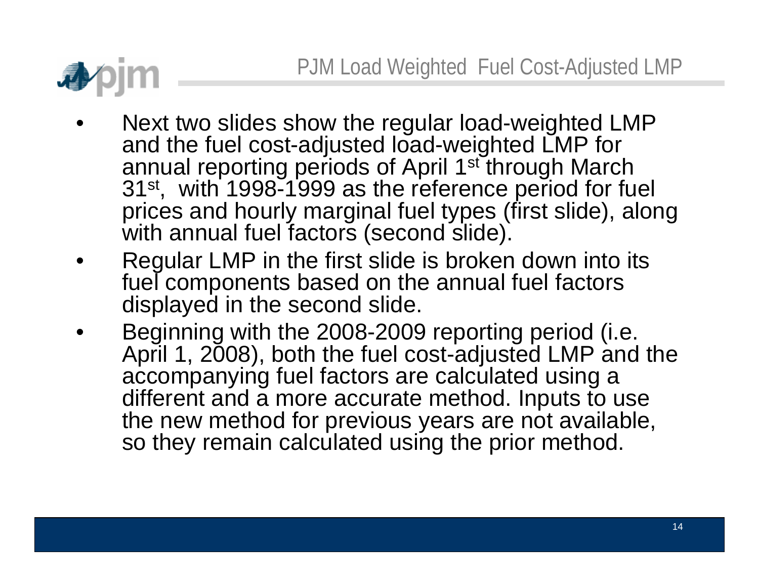# PJM Load Weighted Fuel Cost-Adjusted LMP

- Next two slides show the regular load-weighted LMP and the fuel cost-adjusted load-weighted LMP for annual reporting periods of April 1st through March 31st, with 1998-1999 as the reference period for fuel prices and hourly marginal fuel types (first slide), along with annual fuel factors (second slide).
- Regular LMP in the first slide is broken down into its fuel components based on the annual fuel factors displayed in the second slide.
- Beginning with the 2008-2009 reporting period (i.e. April 1, 2008), both the fuel cost-adjusted LMP and the accompanying fuel factors are calculated using a different and a more accurate method. Inputs to use the new method for previous years are not available, so they remain calculated using the prior method.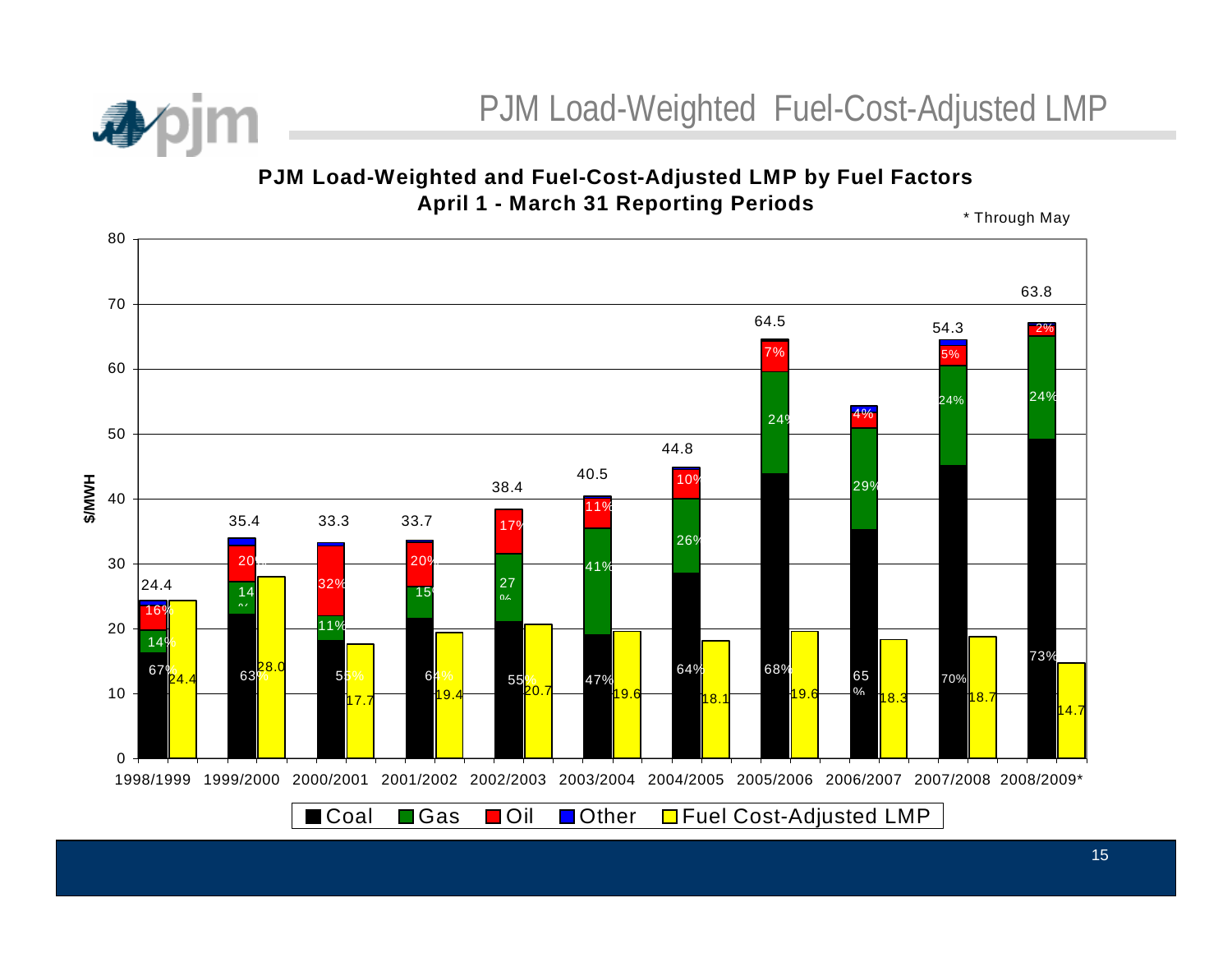# PJM Load-Weighted Fuel-Cost-Adjusted LMP

**PJM Load-Weighted and Fuel-Cost-Adjusted LMP by Fuel Factors**
**April 1 - March 31 Reporting Periods**

\* Through May

| Reporting Period | Load-Weighted LMP ($/MWH) | Coal | Gas | Oil | Fuel Cost-Adjusted LMP ($/MWH) |
|---|---|---|---|---|---|
| 1998/1999 | 24.4 | 67% | 14% | 16% | 24.4 |
| 1999/2000 | 35.4 | 63% | 14% | 20% | 28.0 |
| 2000/2001 | 33.3 | 55% | 11% | 32% | 17.7 |
| 2001/2002 | 33.7 | 64% | 15% | 20% | 19.4 |
| 2002/2003 | 38.4 | 55% | 27% | 17% | 20.7 |
| 2003/2004 | 40.5 | 47% | 41% | 11% | 19.6 |
| 2004/2005 | 44.8 | 64% | 26% | 10% | 18.1 |
| 2005/2006 | 64.5 | 68% | 24% | 7% | 19.6 |
| 2006/2007 | 54.3 | 65% | 29% | 4% | 18.3 |
| 2007/2008 | 54.3 | 70% | 24% | 5% | 18.7 |
| 2008/2009* | 63.8 | 73% | 24% | 2% | 14.7 |

■ Coal ■ Gas ■ Oil ■ Other ■ Fuel Cost-Adjusted LMP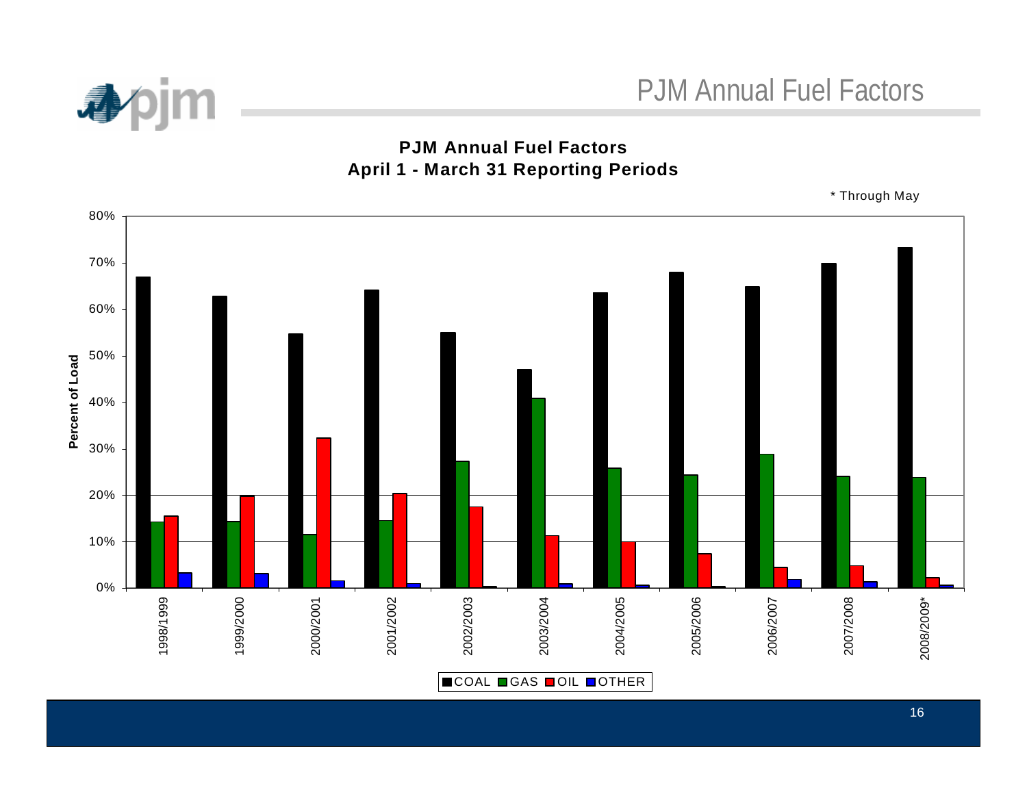# PJM Annual Fuel Factors

**PJM Annual Fuel Factors**
**April 1 - March 31 Reporting Periods**

\* Through May

Percent of Load

| Period | COAL | GAS | OIL | OTHER |
|---|---|---|---|---|
| 1998/1999 | 67% | 14% | 15.5% | 3% |
| 1999/2000 | 63% | 14% | 20% | 3% |
| 2000/2001 | 55% | 11.5% | 32.5% | 1.5% |
| 2001/2002 | 64% | 14.5% | 20.5% | 1% |
| 2002/2003 | 55% | 27.5% | 17.5% | 0.3% |
| 2003/2004 | 47% | 41% | 11% | 1% |
| 2004/2005 | 63.5% | 26% | 10% | 0.5% |
| 2005/2006 | 68% | 24.5% | 7.5% | 0.3% |
| 2006/2007 | 65% | 29% | 4.5% | 2% |
| 2007/2008 | 70% | 24% | 5% | 1.5% |
| 2008/2009* | 73% | 24% | 2% | 0.5% |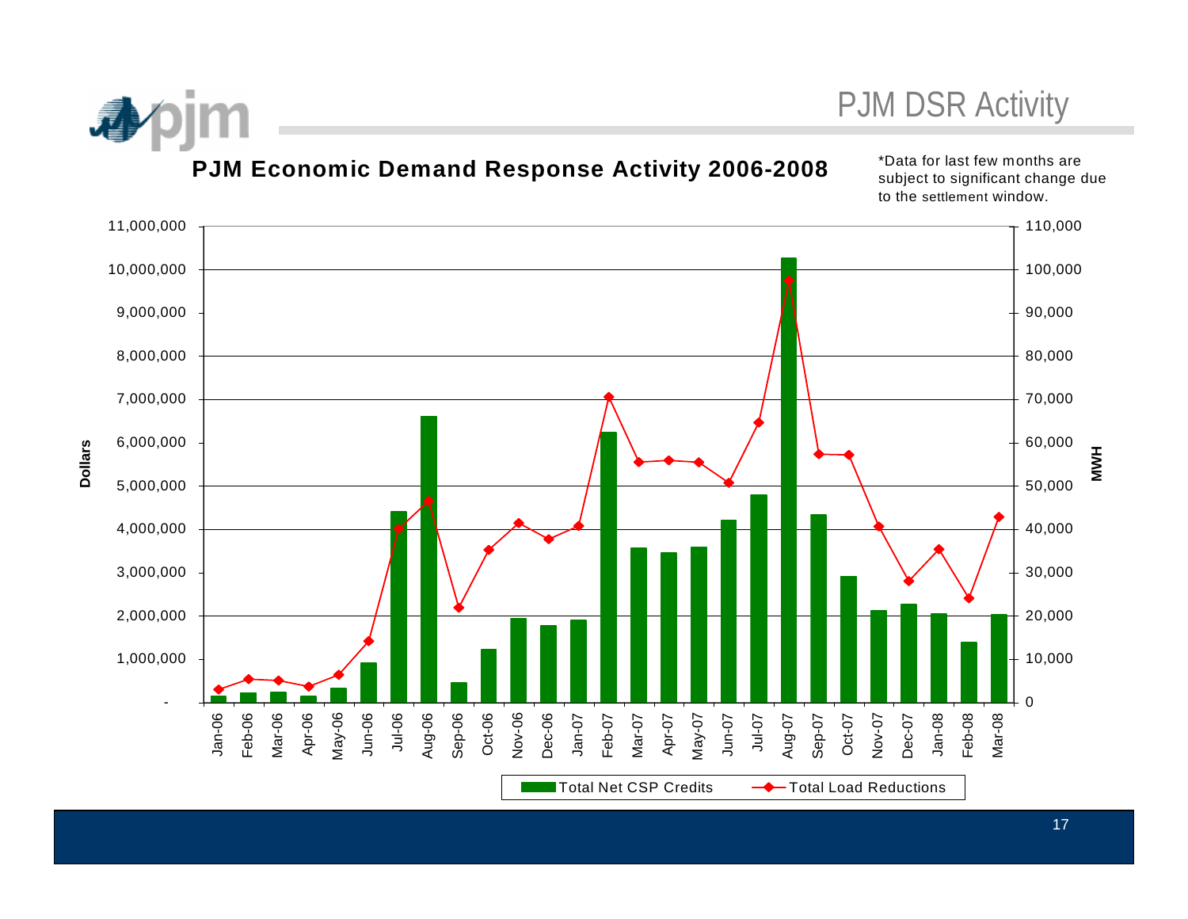# PJM DSR Activity

## PJM Economic Demand Response Activity 2006-2008

*Data for last few months are subject to significant change due to the settlement window.

Dollars

MWH

Total Net CSP Credits

Total Load Reductions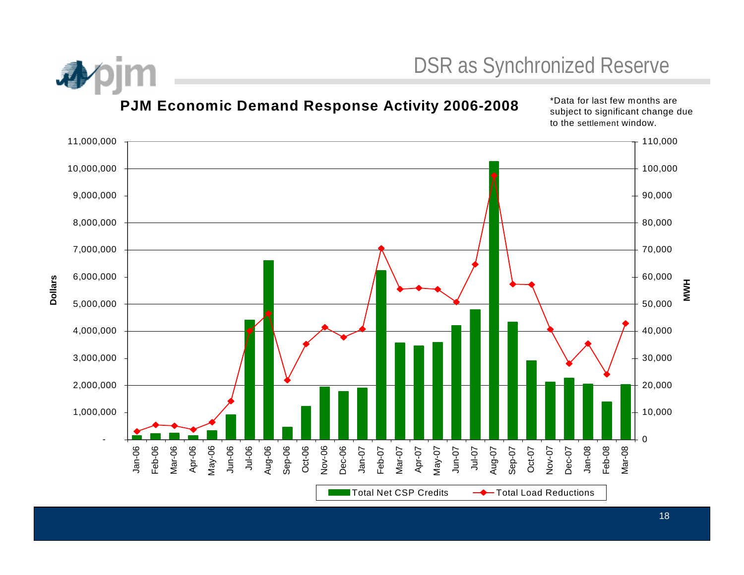# DSR as Synchronized Reserve

## PJM Economic Demand Response Activity 2006-2008

*Data for last few months are subject to significant change due to the settlement window.

Dollars: 11,000,000; 10,000,000; 9,000,000; 8,000,000; 7,000,000; 6,000,000; 5,000,000; 4,000,000; 3,000,000; 2,000,000; 1,000,000; -

MWH: 110,000; 100,000; 90,000; 80,000; 70,000; 60,000; 50,000; 40,000; 30,000; 20,000; 10,000; 0

Jan-06, Feb-06, Mar-06, Apr-06, May-06, Jun-06, Jul-06, Aug-06, Sep-06, Oct-06, Nov-06, Dec-06, Jan-07, Feb-07, Mar-07, Apr-07, May-07, Jun-07, Jul-07, Aug-07, Sep-07, Oct-07, Nov-07, Dec-07, Jan-08, Feb-08, Mar-08

Total Net CSP Credits — Total Load Reductions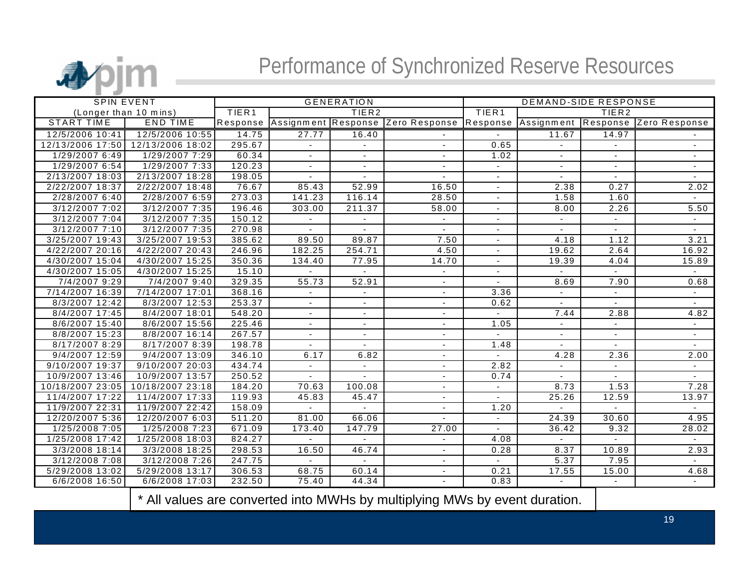# Performance of Synchronized Reserve Resources

| SPIN EVENT (Longer than 10 mins) | | GENERATION | | | | DEMAND-SIDE RESPONSE | | | |
|---|---|---|---|---|---|---|---|---|---|
| | | TIER1 | TIER2 | | | TIER1 | TIER2 | | |
| START TIME | END TIME | Response | Assignment | Response | Zero Response | Response | Assignment | Response | Zero Response |
| 12/5/2006 10:41 | 12/5/2006 10:55 | 14.75 | 27.77 | 16.40 | - | - | 11.67 | 14.97 | - |
| 12/13/2006 17:50 | 12/13/2006 18:02 | 295.67 | - | - | - | 0.65 | - | - | - |
| 1/29/2007 6:49 | 1/29/2007 7:29 | 60.34 | - | - | - | 1.02 | - | - | - |
| 1/29/2007 6:54 | 1/29/2007 7:33 | 120.23 | - | - | - | - | - | - | - |
| 2/13/2007 18:03 | 2/13/2007 18:28 | 198.05 | - | - | - | - | - | - | - |
| 2/22/2007 18:37 | 2/22/2007 18:48 | 76.67 | 85.43 | 52.99 | 16.50 | - | 2.38 | 0.27 | 2.02 |
| 2/28/2007 6:40 | 2/28/2007 6:59 | 273.03 | 141.23 | 116.14 | 28.50 | - | 1.58 | 1.60 | - |
| 3/12/2007 7:02 | 3/12/2007 7:35 | 196.46 | 303.00 | 211.37 | 58.00 | - | 8.00 | 2.26 | 5.50 |
| 3/12/2007 7:04 | 3/12/2007 7:35 | 150.12 | - | - | - | - | - | - | - |
| 3/12/2007 7:10 | 3/12/2007 7:35 | 270.98 | - | - | - | - | - | - | - |
| 3/25/2007 19:43 | 3/25/2007 19:53 | 385.62 | 89.50 | 89.87 | 7.50 | - | 4.18 | 1.12 | 3.21 |
| 4/22/2007 20:16 | 4/22/2007 20:43 | 246.96 | 182.25 | 254.71 | 4.50 | - | 19.62 | 2.64 | 16.92 |
| 4/30/2007 15:04 | 4/30/2007 15:25 | 350.36 | 134.40 | 77.95 | 14.70 | - | 19.39 | 4.04 | 15.89 |
| 4/30/2007 15:05 | 4/30/2007 15:25 | 15.10 | - | - | - | - | - | - | - |
| 7/4/2007 9:29 | 7/4/2007 9:40 | 329.35 | 55.73 | 52.91 | - | - | 8.69 | 7.90 | 0.68 |
| 7/14/2007 16:39 | 7/14/2007 17:01 | 368.16 | - | - | - | 3.36 | - | - | - |
| 8/3/2007 12:42 | 8/3/2007 12:53 | 253.37 | - | - | - | 0.62 | - | - | - |
| 8/4/2007 17:45 | 8/4/2007 18:01 | 548.20 | - | - | - | - | 7.44 | 2.88 | 4.82 |
| 8/6/2007 15:40 | 8/6/2007 15:56 | 225.46 | - | - | - | 1.05 | - | - | - |
| 8/8/2007 15:23 | 8/8/2007 16:14 | 267.57 | - | - | - | - | - | - | - |
| 8/17/2007 8:29 | 8/17/2007 8:39 | 198.78 | - | - | - | 1.48 | - | - | - |
| 9/4/2007 12:59 | 9/4/2007 13:09 | 346.10 | 6.17 | 6.82 | - | - | 4.28 | 2.36 | 2.00 |
| 9/10/2007 19:37 | 9/10/2007 20:03 | 434.74 | - | - | - | 2.82 | - | - | - |
| 10/9/2007 13:46 | 10/9/2007 13:57 | 250.52 | - | - | - | 0.74 | - | - | - |
| 10/18/2007 23:05 | 10/18/2007 23:18 | 184.20 | 70.63 | 100.08 | - | - | 8.73 | 1.53 | 7.28 |
| 11/4/2007 17:22 | 11/4/2007 17:33 | 119.93 | 45.83 | 45.47 | - | - | 25.26 | 12.59 | 13.97 |
| 11/9/2007 22:31 | 11/9/2007 22:42 | 158.09 | - | - | - | 1.20 | - | - | - |
| 12/20/2007 5:36 | 12/20/2007 6:03 | 511.20 | 81.00 | 66.06 | - | - | 24.39 | 30.60 | 4.95 |
| 1/25/2008 7:05 | 1/25/2008 7:23 | 671.09 | 173.40 | 147.79 | 27.00 | - | 36.42 | 9.32 | 28.02 |
| 1/25/2008 17:42 | 1/25/2008 18:03 | 824.27 | - | - | - | 4.08 | - | - | - |
| 3/3/2008 18:14 | 3/3/2008 18:25 | 298.53 | 16.50 | 46.74 | - | 0.28 | 8.37 | 10.89 | 2.93 |
| 3/12/2008 7:08 | 3/12/2008 7:26 | 247.75 | - | - | - | - | 5.37 | 7.95 | - |
| 5/29/2008 13:02 | 5/29/2008 13:17 | 306.53 | 68.75 | 60.14 | - | 0.21 | 17.55 | 15.00 | 4.68 |
| 6/6/2008 16:50 | 6/6/2008 17:03 | 232.50 | 75.40 | 44.34 | - | 0.83 | - | - | - |

* All values are converted into MWHs by multiplying MWs by event duration.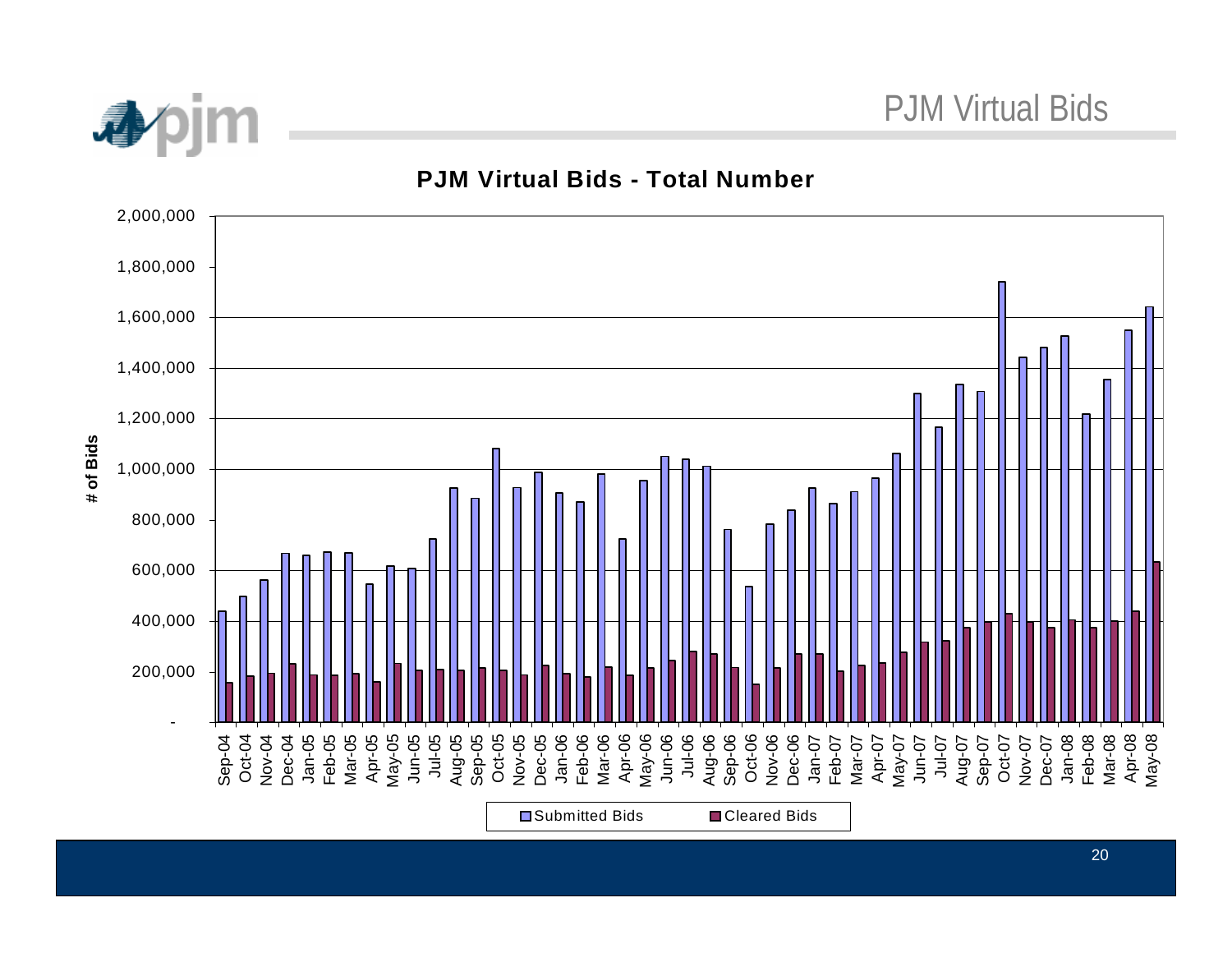# PJM Virtual Bids

## PJM Virtual Bids - Total Number

| Month | Submitted Bids | Cleared Bids |
|---|---|---|
| Sep-04 | ~440,000 | ~160,000 |
| Oct-04 | ~500,000 | ~185,000 |
| Nov-04 | ~565,000 | ~195,000 |
| Dec-04 | ~670,000 | ~235,000 |
| Jan-05 | ~660,000 | ~190,000 |
| Feb-05 | ~675,000 | ~190,000 |
| Mar-05 | ~670,000 | ~195,000 |
| Apr-05 | ~550,000 | ~165,000 |
| May-05 | ~620,000 | ~235,000 |
| Jun-05 | ~610,000 | ~210,000 |
| Jul-05 | ~725,000 | ~210,000 |
| Aug-05 | ~925,000 | ~210,000 |
| Sep-05 | ~885,000 | ~220,000 |
| Oct-05 | ~1,080,000 | ~210,000 |
| Nov-05 | ~930,000 | ~190,000 |
| Dec-05 | ~990,000 | ~225,000 |
| Jan-06 | ~910,000 | ~195,000 |
| Feb-06 | ~870,000 | ~180,000 |
| Mar-06 | ~980,000 | ~220,000 |
| Apr-06 | ~725,000 | ~190,000 |
| May-06 | ~955,000 | ~220,000 |
| Jun-06 | ~1,050,000 | ~245,000 |
| Jul-06 | ~1,040,000 | ~280,000 |
| Aug-06 | ~1,010,000 | ~270,000 |
| Sep-06 | ~760,000 | ~220,000 |
| Oct-06 | ~540,000 | ~150,000 |
| Nov-06 | ~785,000 | ~220,000 |
| Dec-06 | ~840,000 | ~270,000 |
| Jan-07 | ~925,000 | ~270,000 |
| Feb-07 | ~865,000 | ~205,000 |
| Mar-07 | ~910,000 | ~225,000 |
| Apr-07 | ~965,000 | ~235,000 |
| May-07 | ~1,060,000 | ~280,000 |
| Jun-07 | ~1,300,000 | ~320,000 |
| Jul-07 | ~1,165,000 | ~325,000 |
| Aug-07 | ~1,335,000 | ~375,000 |
| Sep-07 | ~1,305,000 | ~400,000 |
| Oct-07 | ~1,740,000 | ~430,000 |
| Nov-07 | ~1,445,000 | ~400,000 |
| Dec-07 | ~1,480,000 | ~375,000 |
| Jan-08 | ~1,525,000 | ~405,000 |
| Feb-08 | ~1,220,000 | ~375,000 |
| Mar-08 | ~1,355,000 | ~400,000 |
| Apr-08 | ~1,550,000 | ~440,000 |
| May-08 | ~1,640,000 | ~635,000 |

Y-axis: # of Bids

Legend: Submitted Bids, Cleared Bids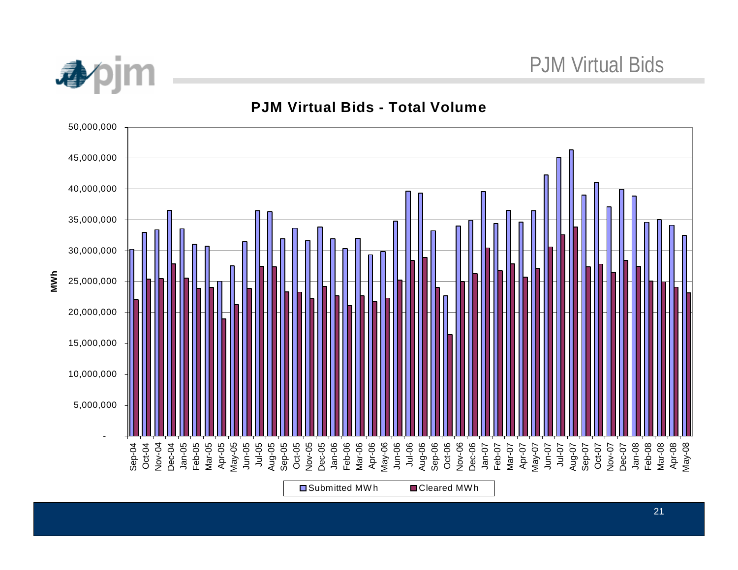# PJM Virtual Bids

## PJM Virtual Bids - Total Volume

MWh

Sep-04, Oct-04, Nov-04, Dec-04, Jan-05, Feb-05, Mar-05, Apr-05, May-05, Jun-05, Jul-05, Aug-05, Sep-05, Oct-05, Nov-05, Dec-05, Jan-06, Feb-06, Mar-06, Apr-06, May-06, Jun-06, Jul-06, Aug-06, Sep-06, Oct-06, Nov-06, Dec-06, Jan-07, Feb-07, Mar-07, Apr-07, May-07, Jun-07, Jul-07, Aug-07, Sep-07, Oct-07, Nov-07, Dec-07, Jan-08, Feb-08, Mar-08, Apr-08, May-08

Submitted MWh / Cleared MWh

- / 5,000,000 / 10,000,000 / 15,000,000 / 20,000,000 / 25,000,000 / 30,000,000 / 35,000,000 / 40,000,000 / 45,000,000 / 50,000,000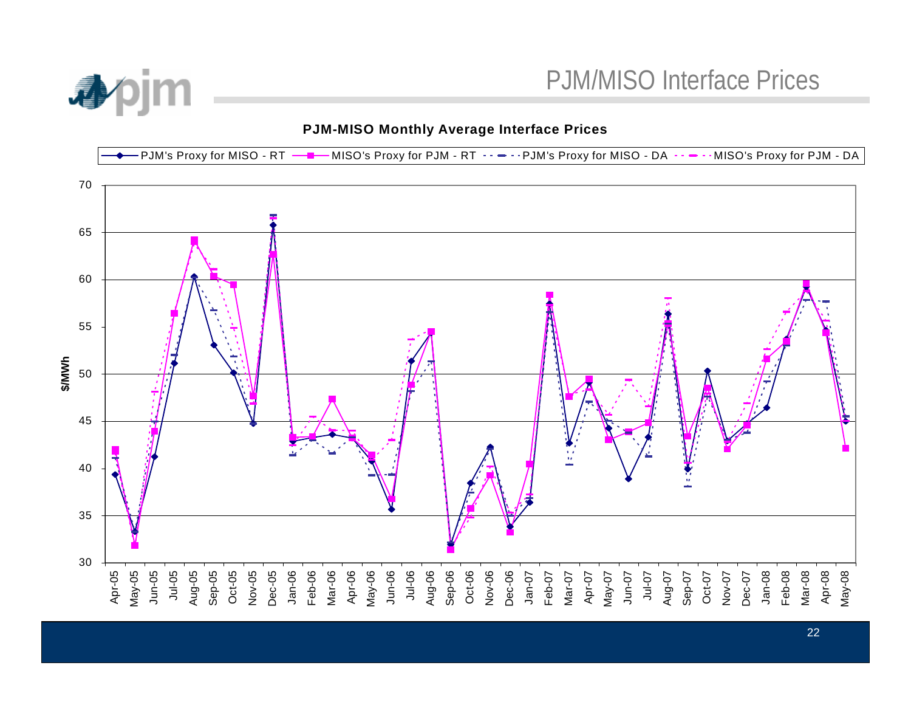# PJM/MISO Interface Prices

**PJM-MISO Monthly Average Interface Prices**

Legend: PJM's Proxy for MISO - RT; MISO's Proxy for PJM - RT; PJM's Proxy for MISO - DA; MISO's Proxy for PJM - DA

Y-axis: $/MWh (30 to 70)

X-axis: Apr-05, May-05, Jun-05, Jul-05, Aug-05, Sep-05, Oct-05, Nov-05, Dec-05, Jan-06, Feb-06, Mar-06, Apr-06, May-06, Jun-06, Jul-06, Aug-06, Sep-06, Oct-06, Nov-06, Dec-06, Jan-07, Feb-07, Mar-07, Apr-07, May-07, Jun-07, Jul-07, Aug-07, Sep-07, Oct-07, Nov-07, Dec-07, Jan-08, Feb-08, Mar-08, Apr-08, May-08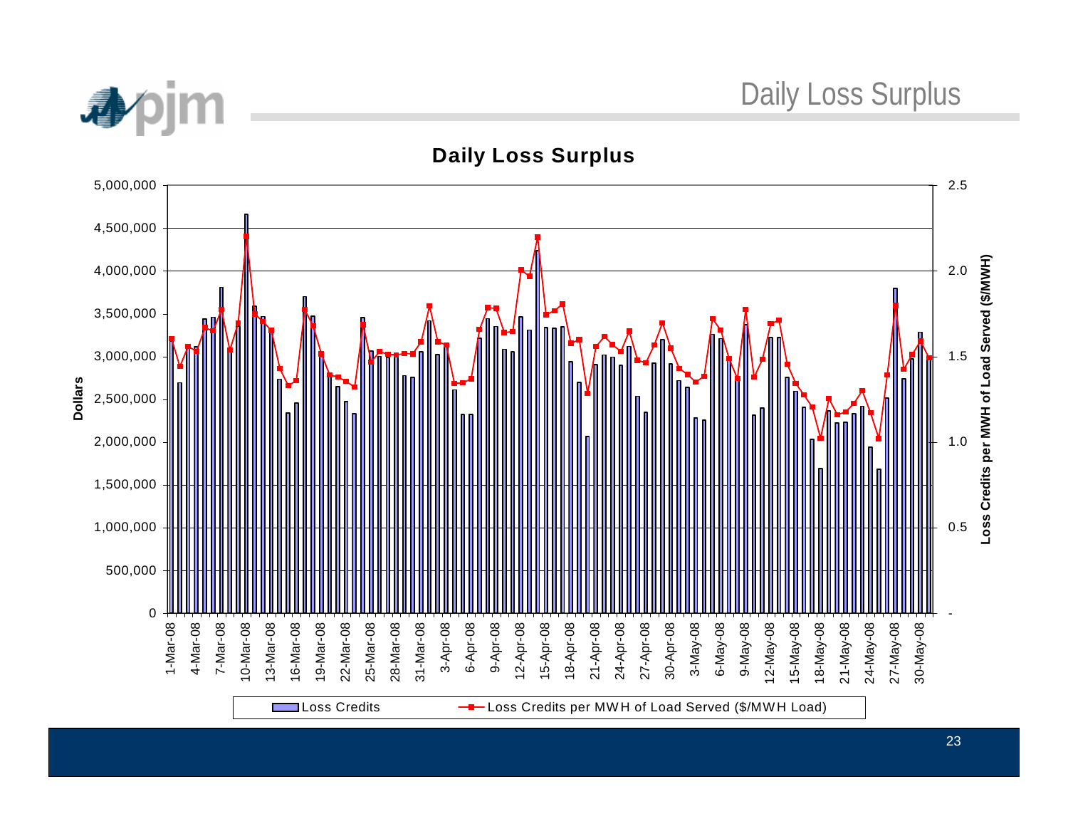# Daily Loss Surplus

## Daily Loss Surplus

Dollars

Loss Credits per MWH of Load Served ($/MWH)

Legend: Loss Credits; Loss Credits per MWH of Load Served ($/MWH Load)

Left axis (Dollars): 0, 500,000, 1,000,000, 1,500,000, 2,000,000, 2,500,000, 3,000,000, 3,500,000, 4,000,000, 4,500,000, 5,000,000

Right axis ($/MWH): -, 0.5, 1.0, 1.5, 2.0, 2.5

Dates: 1-Mar-08, 4-Mar-08, 7-Mar-08, 10-Mar-08, 13-Mar-08, 16-Mar-08, 19-Mar-08, 22-Mar-08, 25-Mar-08, 28-Mar-08, 31-Mar-08, 3-Apr-08, 6-Apr-08, 9-Apr-08, 12-Apr-08, 15-Apr-08, 18-Apr-08, 21-Apr-08, 24-Apr-08, 27-Apr-08, 30-Apr-08, 3-May-08, 6-May-08, 9-May-08, 12-May-08, 15-May-08, 18-May-08, 21-May-08, 24-May-08, 27-May-08, 30-May-08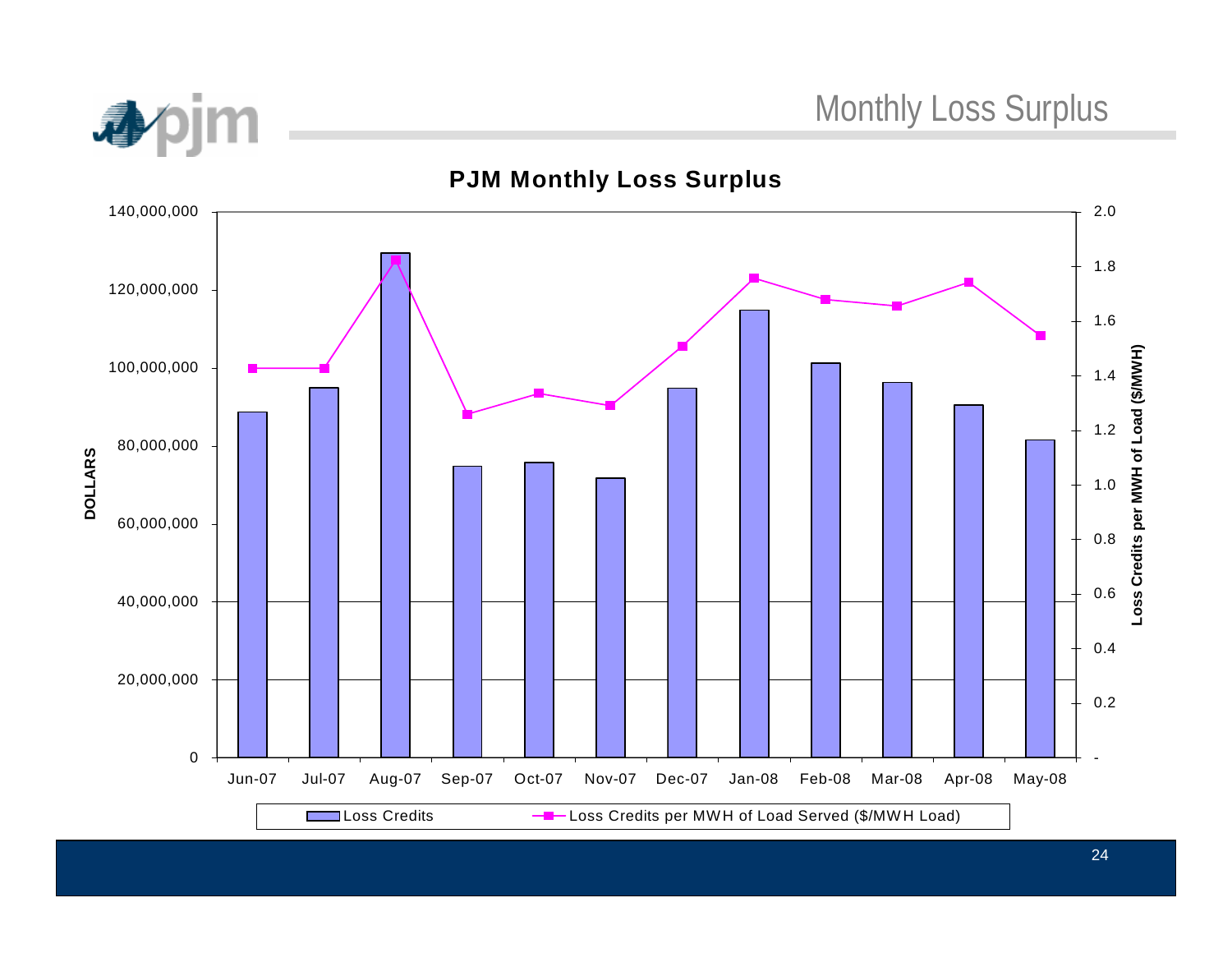# Monthly Loss Surplus

**PJM Monthly Loss Surplus**

DOLLARS

140,000,000
120,000,000
100,000,000
80,000,000
60,000,000
40,000,000
20,000,000
0

Loss Credits per MWH of Load ($/MWH)

2.0
1.8
1.6
1.4
1.2
1.0
0.8
0.6
0.4
0.2
-

Jun-07 Jul-07 Aug-07 Sep-07 Oct-07 Nov-07 Dec-07 Jan-08 Feb-08 Mar-08 Apr-08 May-08

Loss Credits — Loss Credits per MWH of Load Served ($/MWH Load)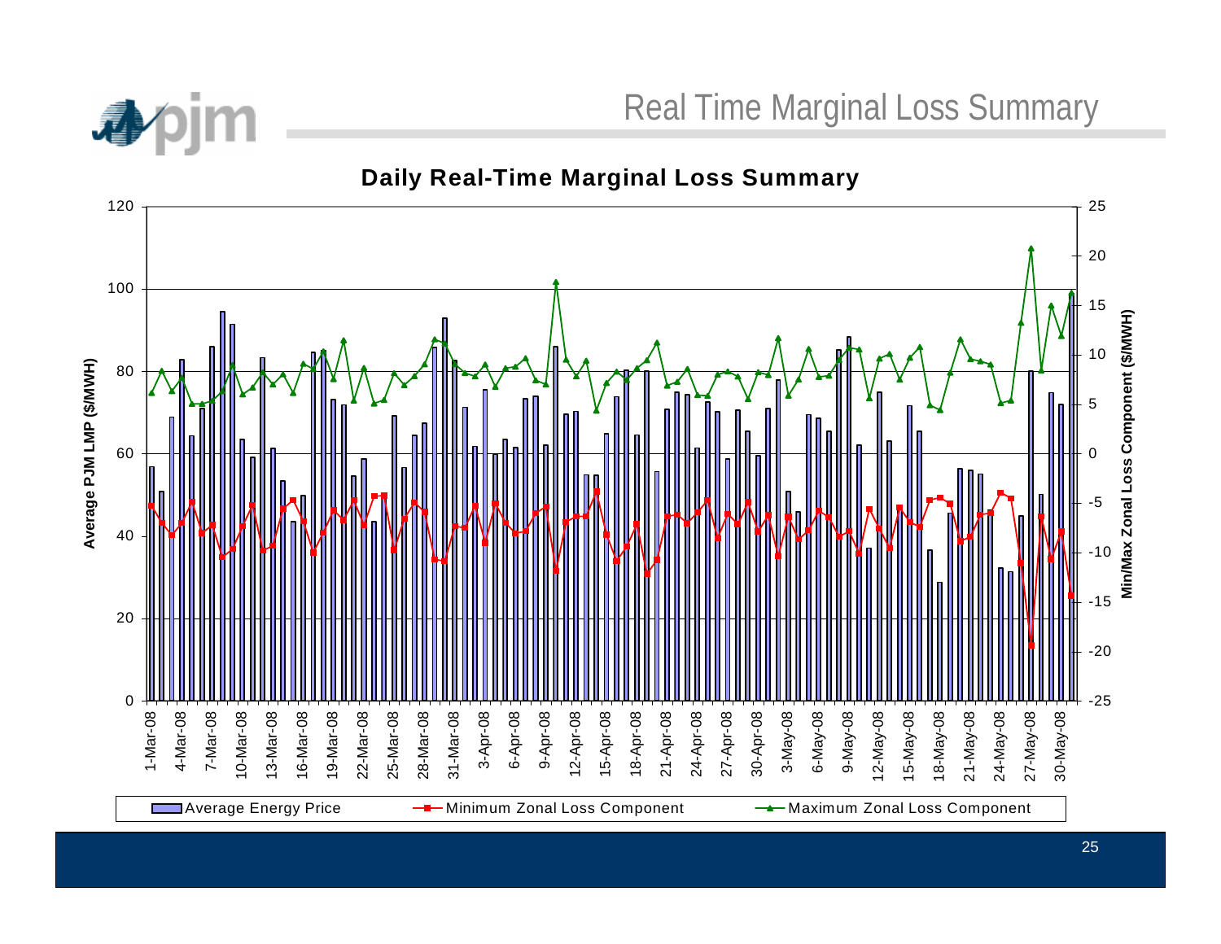# Real Time Marginal Loss Summary

## Daily Real-Time Marginal Loss Summary

Average PJM LMP ($/MWH)

120
100
80
60
40
20
0

Min/Max Zonal Loss Component ($/MWH)

25
20
15
10
5
0
-5
-10
-15
-20
-25

1-Mar-08
4-Mar-08
7-Mar-08
10-Mar-08
13-Mar-08
16-Mar-08
19-Mar-08
22-Mar-08
25-Mar-08
28-Mar-08
31-Mar-08
3-Apr-08
6-Apr-08
9-Apr-08
12-Apr-08
15-Apr-08
18-Apr-08
21-Apr-08
24-Apr-08
27-Apr-08
30-Apr-08
3-May-08
6-May-08
9-May-08
12-May-08
15-May-08
18-May-08
21-May-08
24-May-08
27-May-08
30-May-08

Average Energy Price
Minimum Zonal Loss Component
Maximum Zonal Loss Component